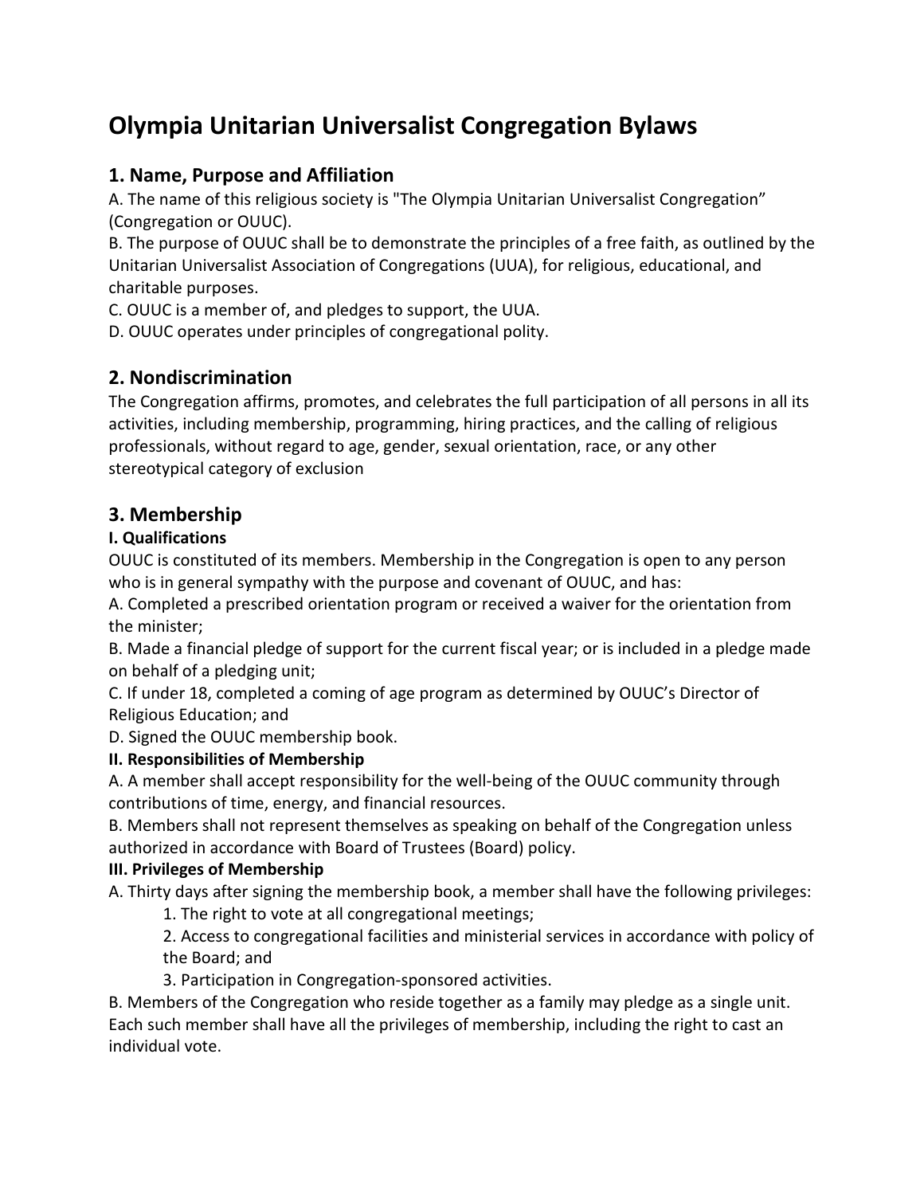# Olympia Unitarian Universalist Congregation Bylaws

## 1. Name, Purpose and Affiliation

A. The name of this religious society is "The Olympia Unitarian Universalist Congregation" (Congregation or OUUC).

B. The purpose of OUUC shall be to demonstrate the principles of a free faith, as outlined by the Unitarian Universalist Association of Congregations (UUA), for religious, educational, and charitable purposes.

C. OUUC is a member of, and pledges to support, the UUA.

D. OUUC operates under principles of congregational polity.

## 2. Nondiscrimination

The Congregation affirms, promotes, and celebrates the full participation of all persons in all its activities, including membership, programming, hiring practices, and the calling of religious professionals, without regard to age, gender, sexual orientation, race, or any other stereotypical category of exclusion

## 3. Membership

### I. Qualifications

OUUC is constituted of its members. Membership in the Congregation is open to any person who is in general sympathy with the purpose and covenant of OUUC, and has:

A. Completed a prescribed orientation program or received a waiver for the orientation from the minister;

B. Made a financial pledge of support for the current fiscal year; or is included in a pledge made on behalf of a pledging unit;

C. If under 18, completed a coming of age program as determined by OUUC's Director of Religious Education; and

D. Signed the OUUC membership book.

### II. Responsibilities of Membership

A. A member shall accept responsibility for the well-being of the OUUC community through contributions of time, energy, and financial resources.

B. Members shall not represent themselves as speaking on behalf of the Congregation unless authorized in accordance with Board of Trustees (Board) policy.

### III. Privileges of Membership

A. Thirty days after signing the membership book, a member shall have the following privileges:

1. The right to vote at all congregational meetings;
2. Access to congregational facilities and ministerial services in accordance with policy of the Board; and
3. Participation in Congregation-sponsored activities.

B. Members of the Congregation who reside together as a family may pledge as a single unit. Each such member shall have all the privileges of membership, including the right to cast an individual vote.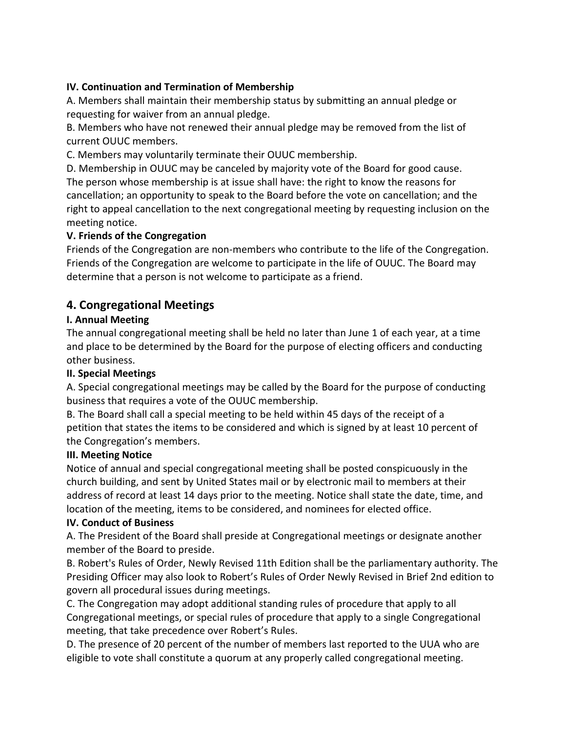**IV. Continuation and Termination of Membership**

A. Members shall maintain their membership status by submitting an annual pledge or requesting for waiver from an annual pledge.

B. Members who have not renewed their annual pledge may be removed from the list of current OUUC members.

C. Members may voluntarily terminate their OUUC membership.

D. Membership in OUUC may be canceled by majority vote of the Board for good cause. The person whose membership is at issue shall have: the right to know the reasons for cancellation; an opportunity to speak to the Board before the vote on cancellation; and the right to appeal cancellation to the next congregational meeting by requesting inclusion on the meeting notice.

**V. Friends of the Congregation**

Friends of the Congregation are non-members who contribute to the life of the Congregation. Friends of the Congregation are welcome to participate in the life of OUUC. The Board may determine that a person is not welcome to participate as a friend.

## 4. Congregational Meetings

**I. Annual Meeting**

The annual congregational meeting shall be held no later than June 1 of each year, at a time and place to be determined by the Board for the purpose of electing officers and conducting other business.

**II. Special Meetings**

A. Special congregational meetings may be called by the Board for the purpose of conducting business that requires a vote of the OUUC membership.

B. The Board shall call a special meeting to be held within 45 days of the receipt of a petition that states the items to be considered and which is signed by at least 10 percent of the Congregation's members.

**III. Meeting Notice**

Notice of annual and special congregational meeting shall be posted conspicuously in the church building, and sent by United States mail or by electronic mail to members at their address of record at least 14 days prior to the meeting. Notice shall state the date, time, and location of the meeting, items to be considered, and nominees for elected office.

**IV. Conduct of Business**

A. The President of the Board shall preside at Congregational meetings or designate another member of the Board to preside.

B. Robert's Rules of Order, Newly Revised 11th Edition shall be the parliamentary authority. The Presiding Officer may also look to Robert's Rules of Order Newly Revised in Brief 2nd edition to govern all procedural issues during meetings.

C. The Congregation may adopt additional standing rules of procedure that apply to all Congregational meetings, or special rules of procedure that apply to a single Congregational meeting, that take precedence over Robert's Rules.

D. The presence of 20 percent of the number of members last reported to the UUA who are eligible to vote shall constitute a quorum at any properly called congregational meeting.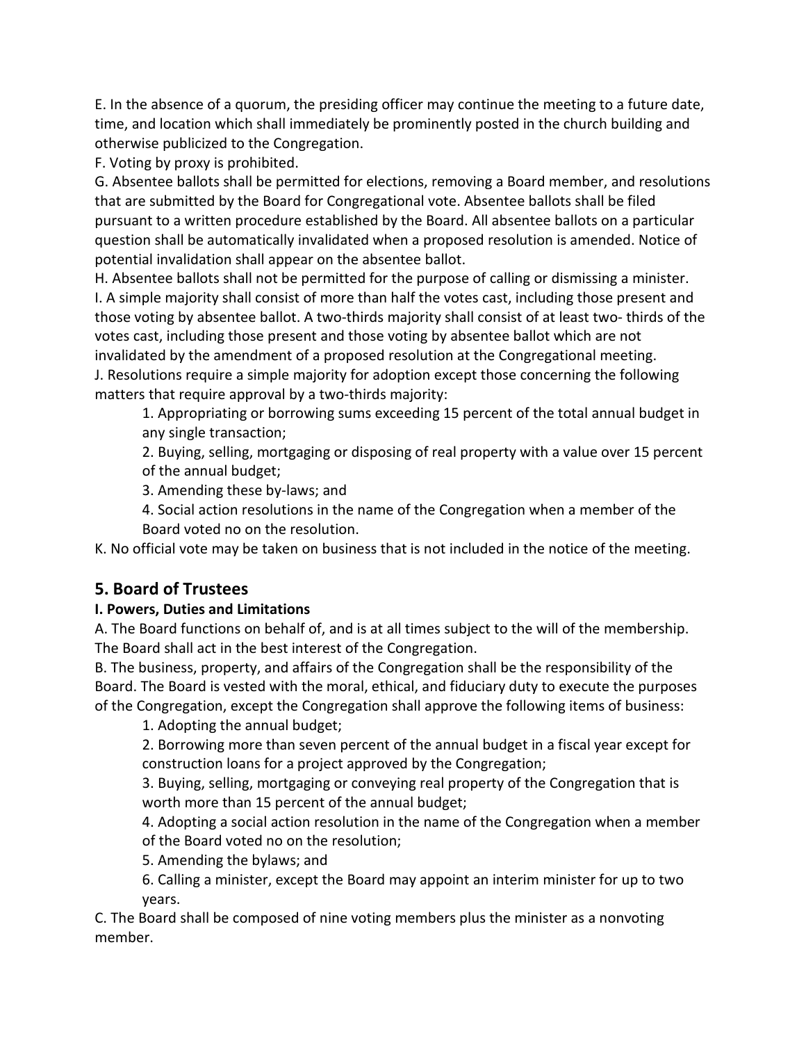E. In the absence of a quorum, the presiding officer may continue the meeting to a future date, time, and location which shall immediately be prominently posted in the church building and otherwise publicized to the Congregation.

F. Voting by proxy is prohibited.

G. Absentee ballots shall be permitted for elections, removing a Board member, and resolutions that are submitted by the Board for Congregational vote. Absentee ballots shall be filed pursuant to a written procedure established by the Board. All absentee ballots on a particular question shall be automatically invalidated when a proposed resolution is amended. Notice of potential invalidation shall appear on the absentee ballot.

H. Absentee ballots shall not be permitted for the purpose of calling or dismissing a minister.

I. A simple majority shall consist of more than half the votes cast, including those present and those voting by absentee ballot. A two-thirds majority shall consist of at least two- thirds of the votes cast, including those present and those voting by absentee ballot which are not invalidated by the amendment of a proposed resolution at the Congregational meeting.

J. Resolutions require a simple majority for adoption except those concerning the following matters that require approval by a two-thirds majority:

1. Appropriating or borrowing sums exceeding 15 percent of the total annual budget in any single transaction;
2. Buying, selling, mortgaging or disposing of real property with a value over 15 percent of the annual budget;
3. Amending these by-laws; and
4. Social action resolutions in the name of the Congregation when a member of the Board voted no on the resolution.

K. No official vote may be taken on business that is not included in the notice of the meeting.

## 5. Board of Trustees

### I. Powers, Duties and Limitations

A. The Board functions on behalf of, and is at all times subject to the will of the membership. The Board shall act in the best interest of the Congregation.

B. The business, property, and affairs of the Congregation shall be the responsibility of the Board. The Board is vested with the moral, ethical, and fiduciary duty to execute the purposes of the Congregation, except the Congregation shall approve the following items of business:

1. Adopting the annual budget;
2. Borrowing more than seven percent of the annual budget in a fiscal year except for construction loans for a project approved by the Congregation;
3. Buying, selling, mortgaging or conveying real property of the Congregation that is worth more than 15 percent of the annual budget;
4. Adopting a social action resolution in the name of the Congregation when a member of the Board voted no on the resolution;
5. Amending the bylaws; and
6. Calling a minister, except the Board may appoint an interim minister for up to two years.

C. The Board shall be composed of nine voting members plus the minister as a nonvoting member.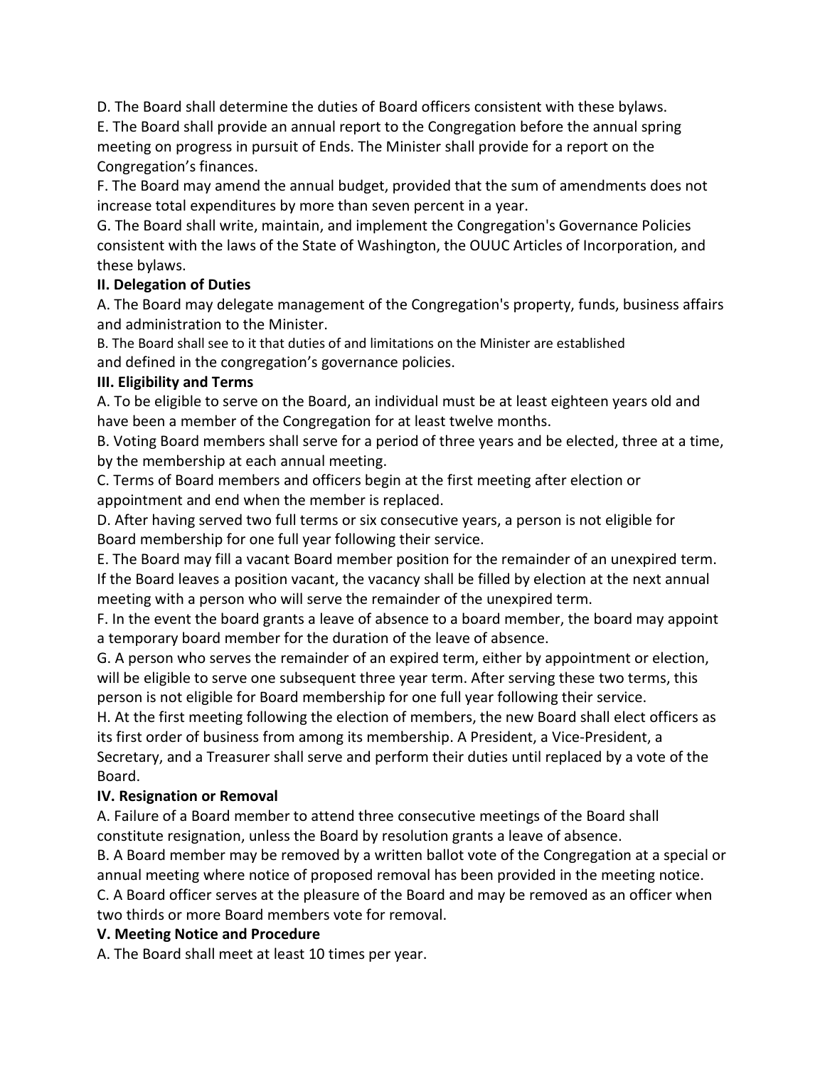D. The Board shall determine the duties of Board officers consistent with these bylaws.

E. The Board shall provide an annual report to the Congregation before the annual spring meeting on progress in pursuit of Ends. The Minister shall provide for a report on the Congregation's finances.

F. The Board may amend the annual budget, provided that the sum of amendments does not increase total expenditures by more than seven percent in a year.

G. The Board shall write, maintain, and implement the Congregation's Governance Policies consistent with the laws of the State of Washington, the OUUC Articles of Incorporation, and these bylaws.

**II. Delegation of Duties**

A. The Board may delegate management of the Congregation's property, funds, business affairs and administration to the Minister.

B. The Board shall see to it that duties of and limitations on the Minister are established and defined in the congregation's governance policies.

**III. Eligibility and Terms**

A. To be eligible to serve on the Board, an individual must be at least eighteen years old and have been a member of the Congregation for at least twelve months.

B. Voting Board members shall serve for a period of three years and be elected, three at a time, by the membership at each annual meeting.

C. Terms of Board members and officers begin at the first meeting after election or appointment and end when the member is replaced.

D. After having served two full terms or six consecutive years, a person is not eligible for Board membership for one full year following their service.

E. The Board may fill a vacant Board member position for the remainder of an unexpired term. If the Board leaves a position vacant, the vacancy shall be filled by election at the next annual meeting with a person who will serve the remainder of the unexpired term.

F. In the event the board grants a leave of absence to a board member, the board may appoint a temporary board member for the duration of the leave of absence.

G. A person who serves the remainder of an expired term, either by appointment or election, will be eligible to serve one subsequent three year term. After serving these two terms, this person is not eligible for Board membership for one full year following their service.

H. At the first meeting following the election of members, the new Board shall elect officers as its first order of business from among its membership. A President, a Vice-President, a Secretary, and a Treasurer shall serve and perform their duties until replaced by a vote of the Board.

**IV. Resignation or Removal**

A. Failure of a Board member to attend three consecutive meetings of the Board shall constitute resignation, unless the Board by resolution grants a leave of absence.

B. A Board member may be removed by a written ballot vote of the Congregation at a special or annual meeting where notice of proposed removal has been provided in the meeting notice.

C. A Board officer serves at the pleasure of the Board and may be removed as an officer when two thirds or more Board members vote for removal.

**V. Meeting Notice and Procedure**

A. The Board shall meet at least 10 times per year.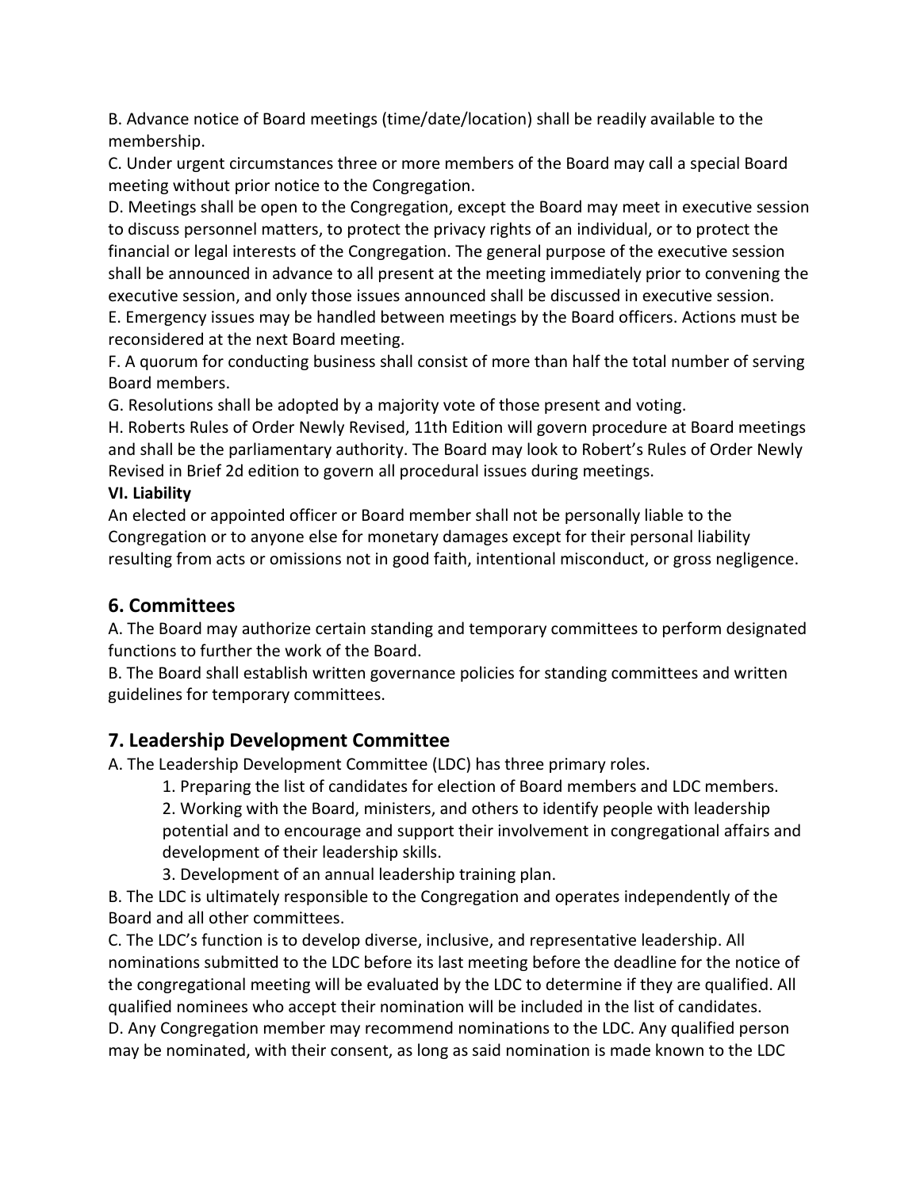B. Advance notice of Board meetings (time/date/location) shall be readily available to the membership.

C. Under urgent circumstances three or more members of the Board may call a special Board meeting without prior notice to the Congregation.

D. Meetings shall be open to the Congregation, except the Board may meet in executive session to discuss personnel matters, to protect the privacy rights of an individual, or to protect the financial or legal interests of the Congregation. The general purpose of the executive session shall be announced in advance to all present at the meeting immediately prior to convening the executive session, and only those issues announced shall be discussed in executive session.

E. Emergency issues may be handled between meetings by the Board officers. Actions must be reconsidered at the next Board meeting.

F. A quorum for conducting business shall consist of more than half the total number of serving Board members.

G. Resolutions shall be adopted by a majority vote of those present and voting.

H. Roberts Rules of Order Newly Revised, 11th Edition will govern procedure at Board meetings and shall be the parliamentary authority. The Board may look to Robert's Rules of Order Newly Revised in Brief 2d edition to govern all procedural issues during meetings.

**VI. Liability**

An elected or appointed officer or Board member shall not be personally liable to the Congregation or to anyone else for monetary damages except for their personal liability resulting from acts or omissions not in good faith, intentional misconduct, or gross negligence.

## 6. Committees

A. The Board may authorize certain standing and temporary committees to perform designated functions to further the work of the Board.

B. The Board shall establish written governance policies for standing committees and written guidelines for temporary committees.

## 7. Leadership Development Committee

A. The Leadership Development Committee (LDC) has three primary roles.

1. Preparing the list of candidates for election of Board members and LDC members.
2. Working with the Board, ministers, and others to identify people with leadership potential and to encourage and support their involvement in congregational affairs and development of their leadership skills.
3. Development of an annual leadership training plan.

B. The LDC is ultimately responsible to the Congregation and operates independently of the Board and all other committees.

C. The LDC's function is to develop diverse, inclusive, and representative leadership. All nominations submitted to the LDC before its last meeting before the deadline for the notice of the congregational meeting will be evaluated by the LDC to determine if they are qualified. All qualified nominees who accept their nomination will be included in the list of candidates.

D. Any Congregation member may recommend nominations to the LDC. Any qualified person may be nominated, with their consent, as long as said nomination is made known to the LDC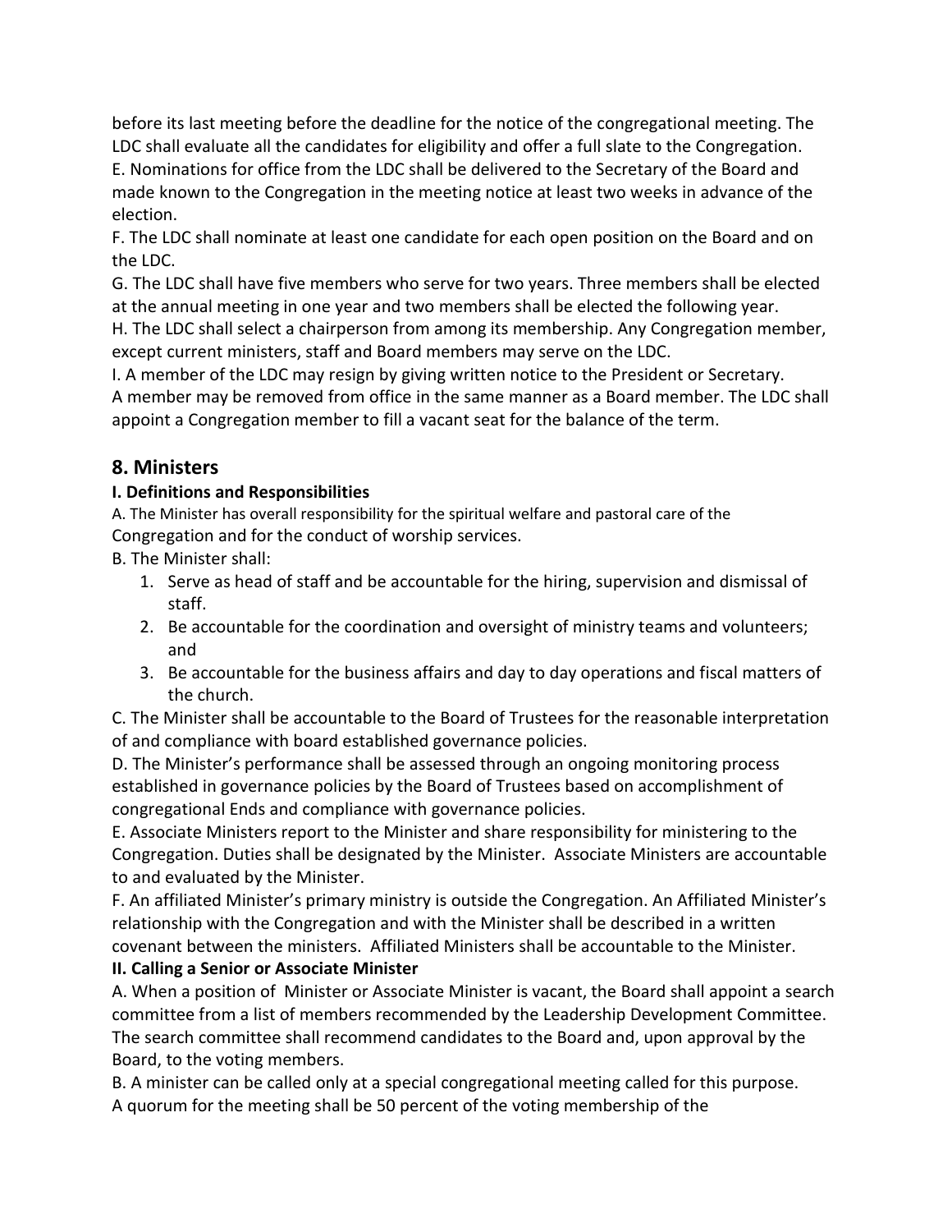before its last meeting before the deadline for the notice of the congregational meeting. The LDC shall evaluate all the candidates for eligibility and offer a full slate to the Congregation.

E. Nominations for office from the LDC shall be delivered to the Secretary of the Board and made known to the Congregation in the meeting notice at least two weeks in advance of the election.

F. The LDC shall nominate at least one candidate for each open position on the Board and on the LDC.

G. The LDC shall have five members who serve for two years. Three members shall be elected at the annual meeting in one year and two members shall be elected the following year.

H. The LDC shall select a chairperson from among its membership. Any Congregation member, except current ministers, staff and Board members may serve on the LDC.

I. A member of the LDC may resign by giving written notice to the President or Secretary. A member may be removed from office in the same manner as a Board member. The LDC shall appoint a Congregation member to fill a vacant seat for the balance of the term.

## 8. Ministers

**I. Definitions and Responsibilities**

A. The Minister has overall responsibility for the spiritual welfare and pastoral care of the Congregation and for the conduct of worship services.

B. The Minister shall:

1. Serve as head of staff and be accountable for the hiring, supervision and dismissal of staff.
2. Be accountable for the coordination and oversight of ministry teams and volunteers; and
3. Be accountable for the business affairs and day to day operations and fiscal matters of the church.

C. The Minister shall be accountable to the Board of Trustees for the reasonable interpretation of and compliance with board established governance policies.

D. The Minister's performance shall be assessed through an ongoing monitoring process established in governance policies by the Board of Trustees based on accomplishment of congregational Ends and compliance with governance policies.

E. Associate Ministers report to the Minister and share responsibility for ministering to the Congregation. Duties shall be designated by the Minister. Associate Ministers are accountable to and evaluated by the Minister.

F. An affiliated Minister's primary ministry is outside the Congregation. An Affiliated Minister's relationship with the Congregation and with the Minister shall be described in a written covenant between the ministers. Affiliated Ministers shall be accountable to the Minister.

**II. Calling a Senior or Associate Minister**

A. When a position of Minister or Associate Minister is vacant, the Board shall appoint a search committee from a list of members recommended by the Leadership Development Committee. The search committee shall recommend candidates to the Board and, upon approval by the Board, to the voting members.

B. A minister can be called only at a special congregational meeting called for this purpose. A quorum for the meeting shall be 50 percent of the voting membership of the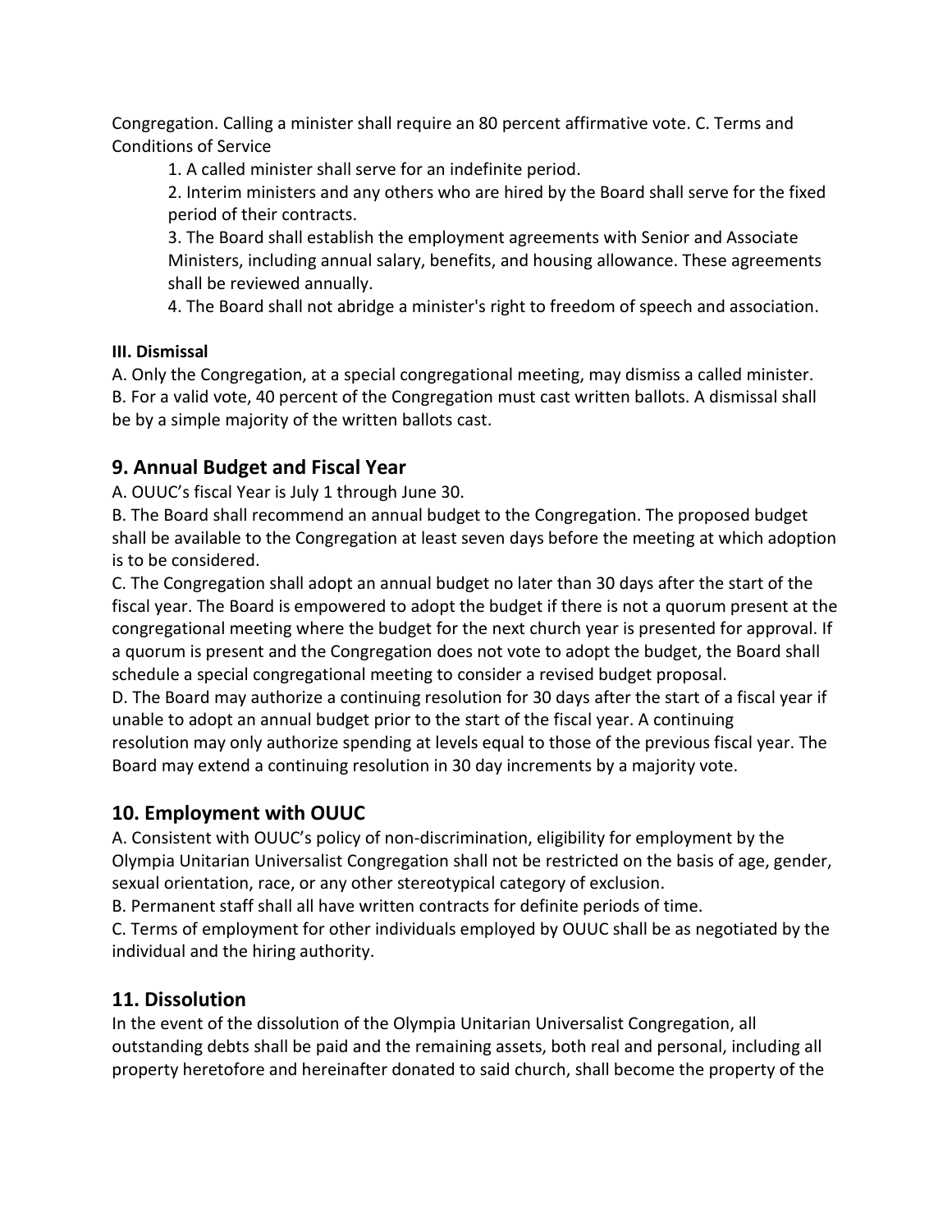Congregation. Calling a minister shall require an 80 percent affirmative vote. C. Terms and Conditions of Service

1. A called minister shall serve for an indefinite period.
2. Interim ministers and any others who are hired by the Board shall serve for the fixed period of their contracts.
3. The Board shall establish the employment agreements with Senior and Associate Ministers, including annual salary, benefits, and housing allowance. These agreements shall be reviewed annually.
4. The Board shall not abridge a minister's right to freedom of speech and association.

**III. Dismissal**

A. Only the Congregation, at a special congregational meeting, may dismiss a called minister.
B. For a valid vote, 40 percent of the Congregation must cast written ballots. A dismissal shall be by a simple majority of the written ballots cast.

## 9. Annual Budget and Fiscal Year

A. OUUC's fiscal Year is July 1 through June 30.
B. The Board shall recommend an annual budget to the Congregation. The proposed budget shall be available to the Congregation at least seven days before the meeting at which adoption is to be considered.
C. The Congregation shall adopt an annual budget no later than 30 days after the start of the fiscal year. The Board is empowered to adopt the budget if there is not a quorum present at the congregational meeting where the budget for the next church year is presented for approval. If a quorum is present and the Congregation does not vote to adopt the budget, the Board shall schedule a special congregational meeting to consider a revised budget proposal.
D. The Board may authorize a continuing resolution for 30 days after the start of a fiscal year if unable to adopt an annual budget prior to the start of the fiscal year. A continuing resolution may only authorize spending at levels equal to those of the previous fiscal year. The Board may extend a continuing resolution in 30 day increments by a majority vote.

## 10. Employment with OUUC

A. Consistent with OUUC's policy of non-discrimination, eligibility for employment by the Olympia Unitarian Universalist Congregation shall not be restricted on the basis of age, gender, sexual orientation, race, or any other stereotypical category of exclusion.
B. Permanent staff shall all have written contracts for definite periods of time.
C. Terms of employment for other individuals employed by OUUC shall be as negotiated by the individual and the hiring authority.

## 11. Dissolution

In the event of the dissolution of the Olympia Unitarian Universalist Congregation, all outstanding debts shall be paid and the remaining assets, both real and personal, including all property heretofore and hereinafter donated to said church, shall become the property of the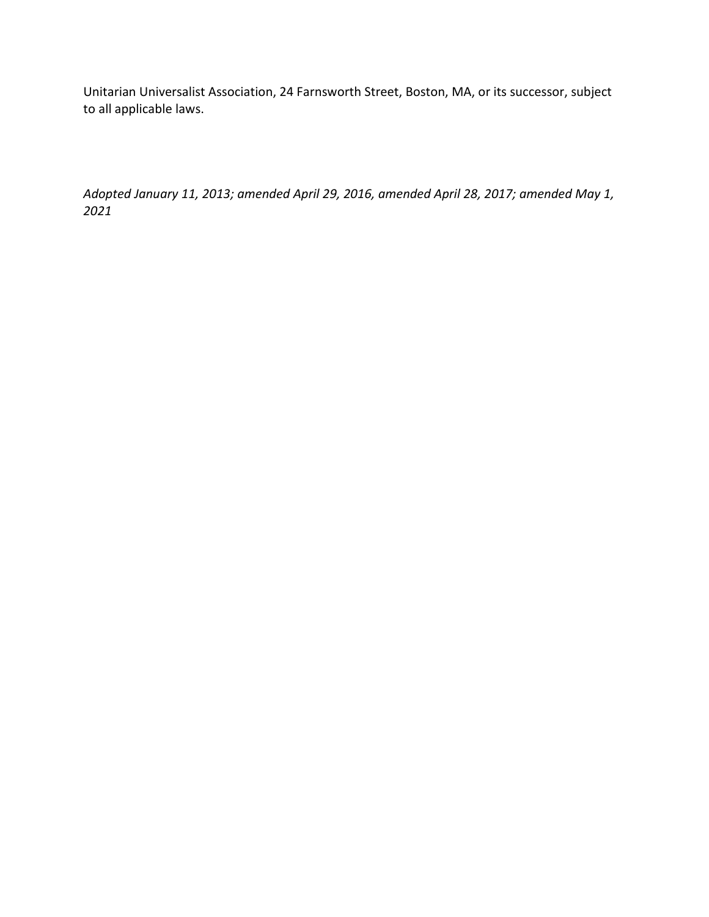Unitarian Universalist Association, 24 Farnsworth Street, Boston, MA, or its successor, subject to all applicable laws.

*Adopted January 11, 2013; amended April 29, 2016, amended April 28, 2017; amended May 1, 2021*